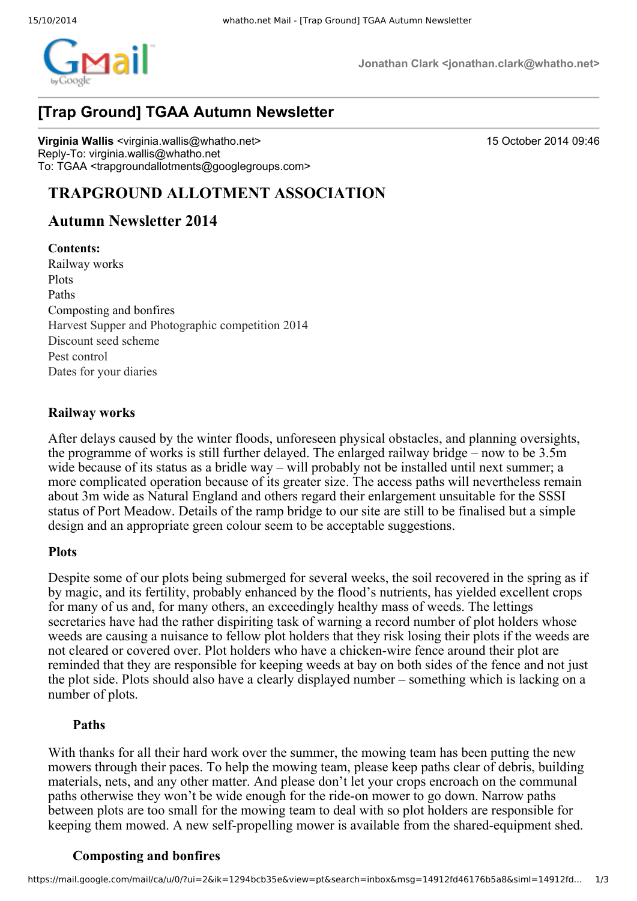Jonathan Clark <jonathan.clark@whatho.net>

# [Trap Ground] TGAA Autumn Newsletter

**Virginia Wallis** <virginia.wallis@whatho.net>
Reply-To: virginia.wallis@whatho.net
To: TGAA <trapgroundallotments@googlegroups.com>

15 October 2014 09:46

## TRAPGROUND ALLOTMENT ASSOCIATION

## Autumn Newsletter 2014

**Contents:**
Railway works
Plots
Paths
Composting and bonfires
Harvest Supper and Photographic competition 2014
Discount seed scheme
Pest control
Dates for your diaries

### Railway works

After delays caused by the winter floods, unforeseen physical obstacles, and planning oversights, the programme of works is still further delayed. The enlarged railway bridge – now to be 3.5m wide because of its status as a bridle way – will probably not be installed until next summer; a more complicated operation because of its greater size. The access paths will nevertheless remain about 3m wide as Natural England and others regard their enlargement unsuitable for the SSSI status of Port Meadow. Details of the ramp bridge to our site are still to be finalised but a simple design and an appropriate green colour seem to be acceptable suggestions.

### Plots

Despite some of our plots being submerged for several weeks, the soil recovered in the spring as if by magic, and its fertility, probably enhanced by the flood's nutrients, has yielded excellent crops for many of us and, for many others, an exceedingly healthy mass of weeds. The lettings secretaries have had the rather dispiriting task of warning a record number of plot holders whose weeds are causing a nuisance to fellow plot holders that they risk losing their plots if the weeds are not cleared or covered over. Plot holders who have a chicken-wire fence around their plot are reminded that they are responsible for keeping weeds at bay on both sides of the fence and not just the plot side. Plots should also have a clearly displayed number – something which is lacking on a number of plots.

### Paths

With thanks for all their hard work over the summer, the mowing team has been putting the new mowers through their paces. To help the mowing team, please keep paths clear of debris, building materials, nets, and any other matter. And please don't let your crops encroach on the communal paths otherwise they won't be wide enough for the ride-on mower to go down. Narrow paths between plots are too small for the mowing team to deal with so plot holders are responsible for keeping them mowed. A new self-propelling mower is available from the shared-equipment shed.

### Composting and bonfires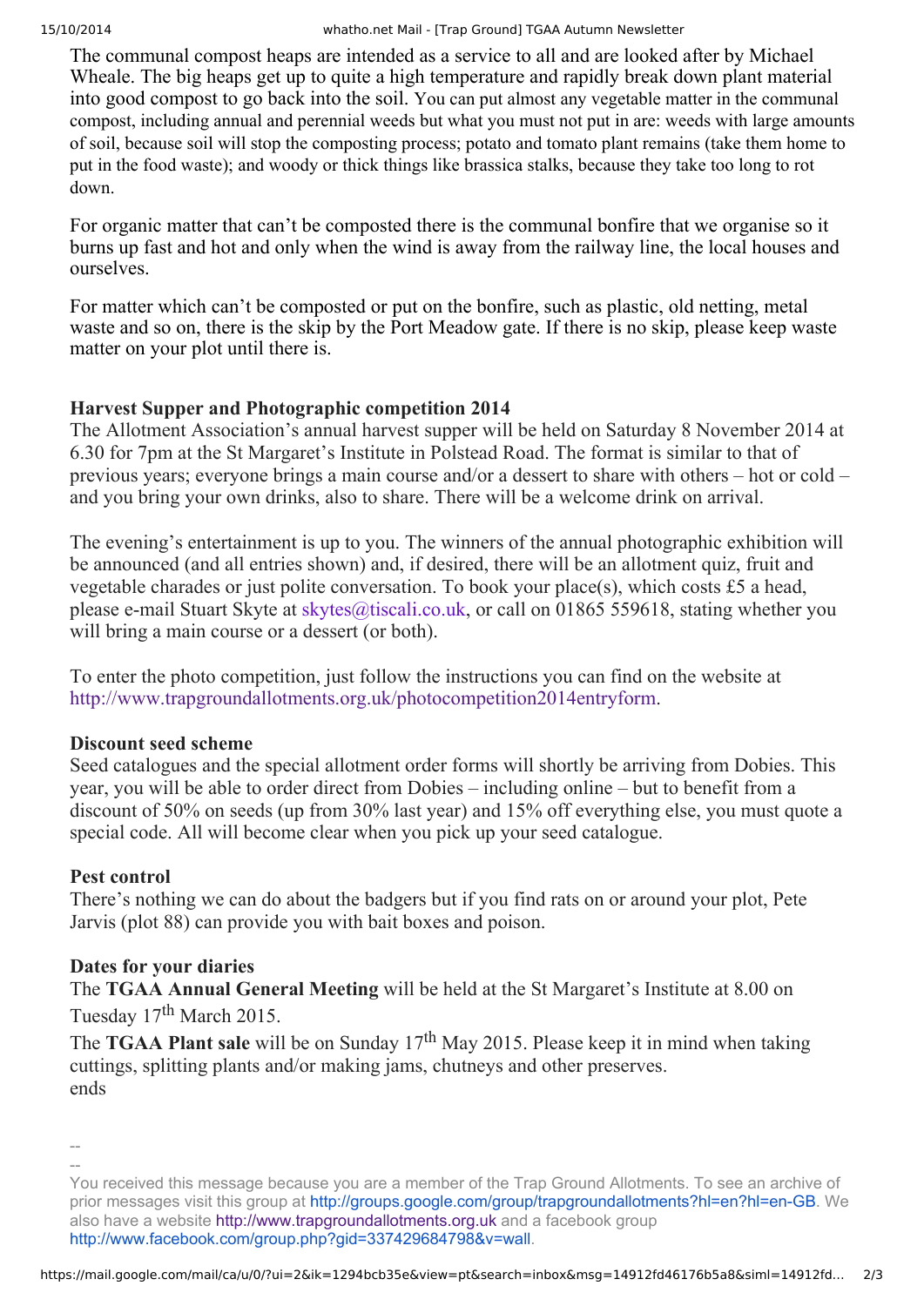The communal compost heaps are intended as a service to all and are looked after by Michael Wheale. The big heaps get up to quite a high temperature and rapidly break down plant material into good compost to go back into the soil. You can put almost any vegetable matter in the communal compost, including annual and perennial weeds but what you must not put in are: weeds with large amounts of soil, because soil will stop the composting process; potato and tomato plant remains (take them home to put in the food waste); and woody or thick things like brassica stalks, because they take too long to rot down.

For organic matter that can't be composted there is the communal bonfire that we organise so it burns up fast and hot and only when the wind is away from the railway line, the local houses and ourselves.

For matter which can't be composted or put on the bonfire, such as plastic, old netting, metal waste and so on, there is the skip by the Port Meadow gate. If there is no skip, please keep waste matter on your plot until there is.

**Harvest Supper and Photographic competition 2014**

The Allotment Association's annual harvest supper will be held on Saturday 8 November 2014 at 6.30 for 7pm at the St Margaret's Institute in Polstead Road. The format is similar to that of previous years; everyone brings a main course and/or a dessert to share with others – hot or cold – and you bring your own drinks, also to share. There will be a welcome drink on arrival.

The evening's entertainment is up to you. The winners of the annual photographic exhibition will be announced (and all entries shown) and, if desired, there will be an allotment quiz, fruit and vegetable charades or just polite conversation. To book your place(s), which costs £5 a head, please e-mail Stuart Skyte at skytes@tiscali.co.uk, or call on 01865 559618, stating whether you will bring a main course or a dessert (or both).

To enter the photo competition, just follow the instructions you can find on the website at http://www.trapgroundallotments.org.uk/photocompetition2014entryform.

**Discount seed scheme**

Seed catalogues and the special allotment order forms will shortly be arriving from Dobies. This year, you will be able to order direct from Dobies – including online – but to benefit from a discount of 50% on seeds (up from 30% last year) and 15% off everything else, you must quote a special code. All will become clear when you pick up your seed catalogue.

**Pest control**

There's nothing we can do about the badgers but if you find rats on or around your plot, Pete Jarvis (plot 88) can provide you with bait boxes and poison.

**Dates for your diaries**

The **TGAA Annual General Meeting** will be held at the St Margaret's Institute at 8.00 on Tuesday 17th March 2015.

The **TGAA Plant sale** will be on Sunday 17th May 2015. Please keep it in mind when taking cuttings, splitting plants and/or making jams, chutneys and other preserves.

ends

--

--

You received this message because you are a member of the Trap Ground Allotments. To see an archive of prior messages visit this group at http://groups.google.com/group/trapgroundallotments?hl=en?hl=en-GB. We also have a website http://www.trapgroundallotments.org.uk and a facebook group http://www.facebook.com/group.php?gid=337429684798&v=wall.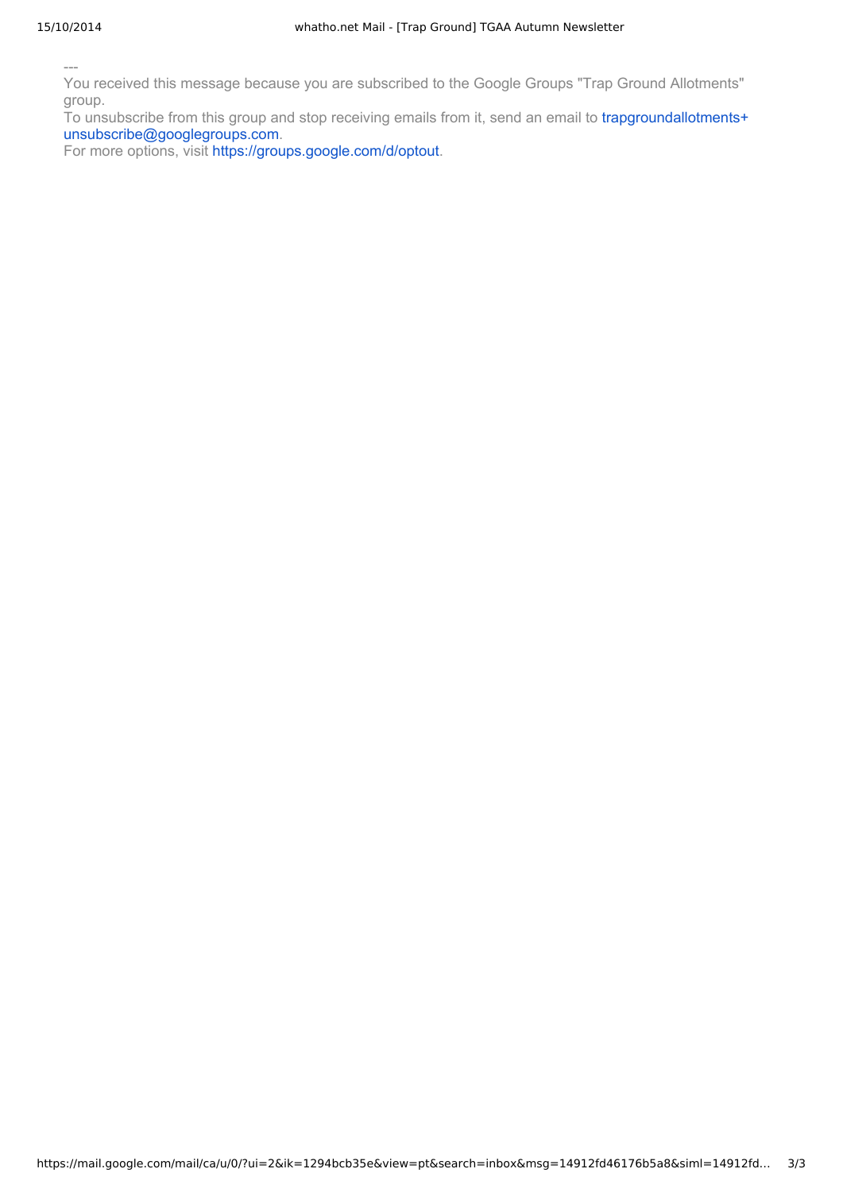---

You received this message because you are subscribed to the Google Groups "Trap Ground Allotments" group.

To unsubscribe from this group and stop receiving emails from it, send an email to trapgroundallotments+unsubscribe@googlegroups.com.

For more options, visit https://groups.google.com/d/optout.